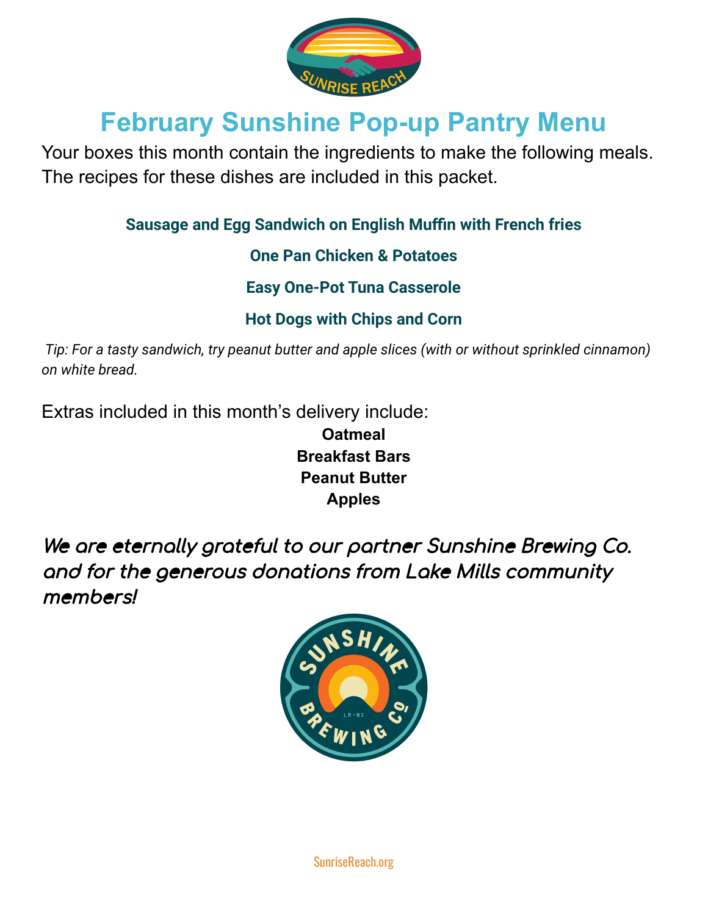# February Sunshine Pop-up Pantry Menu

Your boxes this month contain the ingredients to make the following meals. The recipes for these dishes are included in this packet.

**Sausage and Egg Sandwich on English Muffin with French fries**

**One Pan Chicken & Potatoes**

**Easy One-Pot Tuna Casserole**

**Hot Dogs with Chips and Corn**

*Tip: For a tasty sandwich, try peanut butter and apple slices (with or without sprinkled cinnamon) on white bread.*

Extras included in this month's delivery include:

**Oatmeal**
**Breakfast Bars**
**Peanut Butter**
**Apples**

***We are eternally grateful to our partner Sunshine Brewing Co. and for the generous donations from Lake Mills community members!***

SunriseReach.org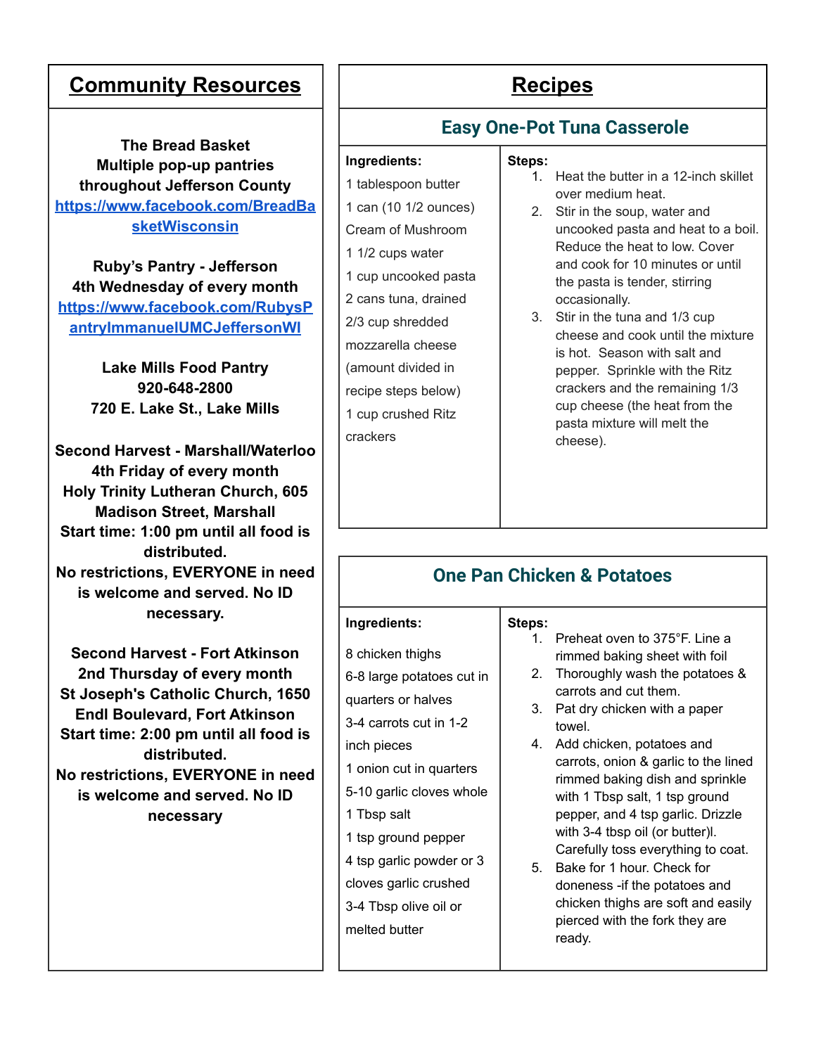## Community Resources

**The Bread Basket**
**Multiple pop-up pantries throughout Jefferson County**
**https://www.facebook.com/BreadBasketWisconsin**

**Ruby's Pantry - Jefferson**
**4th Wednesday of every month**
**https://www.facebook.com/RubysPantryImmanuelUMCJeffersonWI**

**Lake Mills Food Pantry**
**920-648-2800**
**720 E. Lake St., Lake Mills**

**Second Harvest - Marshall/Waterloo**
**4th Friday of every month**
**Holy Trinity Lutheran Church, 605 Madison Street, Marshall**
**Start time: 1:00 pm until all food is distributed.**
**No restrictions, EVERYONE in need is welcome and served. No ID necessary.**

**Second Harvest - Fort Atkinson**
**2nd Thursday of every month**
**St Joseph's Catholic Church, 1650 Endl Boulevard, Fort Atkinson**
**Start time: 2:00 pm until all food is distributed.**
**No restrictions, EVERYONE in need is welcome and served. No ID necessary**

## Recipes

### Easy One-Pot Tuna Casserole

**Ingredients:**

1 tablespoon butter
1 can (10 1/2 ounces) Cream of Mushroom
1 1/2 cups water
1 cup uncooked pasta
2 cans tuna, drained
2/3 cup shredded mozzarella cheese (amount divided in recipe steps below)
1 cup crushed Ritz crackers

**Steps:**

1. Heat the butter in a 12-inch skillet over medium heat.
2. Stir in the soup, water and uncooked pasta and heat to a boil. Reduce the heat to low. Cover and cook for 10 minutes or until the pasta is tender, stirring occasionally.
3. Stir in the tuna and 1/3 cup cheese and cook until the mixture is hot. Season with salt and pepper. Sprinkle with the Ritz crackers and the remaining 1/3 cup cheese (the heat from the pasta mixture will melt the cheese).

### One Pan Chicken & Potatoes

**Ingredients:**

8 chicken thighs
6-8 large potatoes cut in quarters or halves
3-4 carrots cut in 1-2 inch pieces
1 onion cut in quarters
5-10 garlic cloves whole
1 Tbsp salt
1 tsp ground pepper
4 tsp garlic powder or 3 cloves garlic crushed
3-4 Tbsp olive oil or melted butter

**Steps:**

1. Preheat oven to 375°F. Line a rimmed baking sheet with foil
2. Thoroughly wash the potatoes & carrots and cut them.
3. Pat dry chicken with a paper towel.
4. Add chicken, potatoes and carrots, onion & garlic to the lined rimmed baking dish and sprinkle with 1 Tbsp salt, 1 tsp ground pepper, and 4 tsp garlic. Drizzle with 3-4 tbsp oil (or butter)l. Carefully toss everything to coat.
5. Bake for 1 hour. Check for doneness -if the potatoes and chicken thighs are soft and easily pierced with the fork they are ready.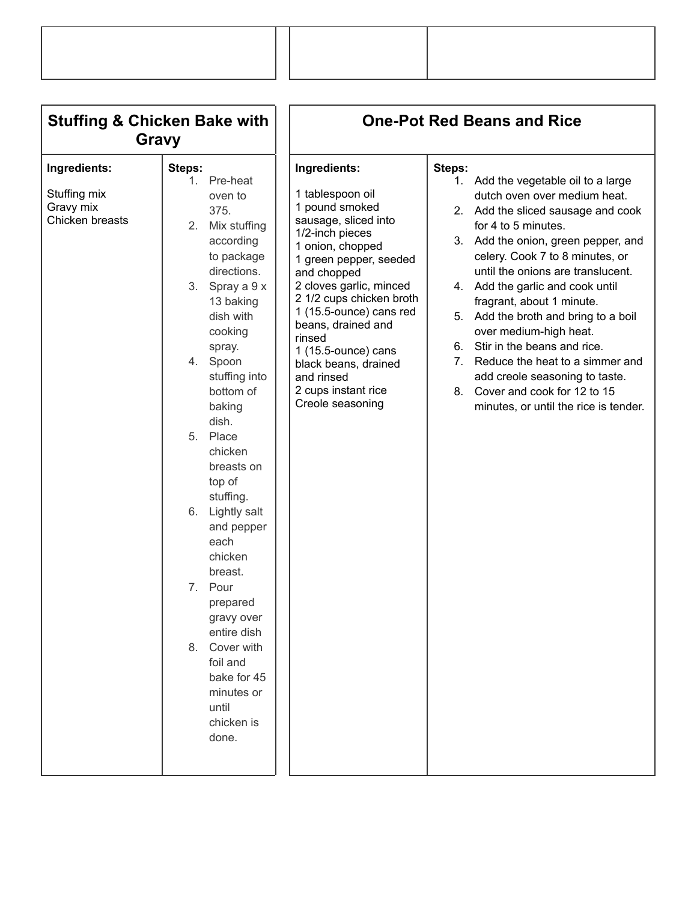## Stuffing & Chicken Bake with Gravy

**Ingredients:**

Stuffing mix
Gravy mix
Chicken breasts

**Steps:**

1. Pre-heat oven to 375.
2. Mix stuffing according to package directions.
3. Spray a 9 x 13 baking dish with cooking spray.
4. Spoon stuffing into bottom of baking dish.
5. Place chicken breasts on top of stuffing.
6. Lightly salt and pepper each chicken breast.
7. Pour prepared gravy over entire dish
8. Cover with foil and bake for 45 minutes or until chicken is done.

## One-Pot Red Beans and Rice

**Ingredients:**

1 tablespoon oil
1 pound smoked sausage, sliced into 1/2-inch pieces
1 onion, chopped
1 green pepper, seeded and chopped
2 cloves garlic, minced
2 1/2 cups chicken broth
1 (15.5-ounce) cans red beans, drained and rinsed
1 (15.5-ounce) cans black beans, drained and rinsed
2 cups instant rice
Creole seasoning

**Steps:**

1. Add the vegetable oil to a large dutch oven over medium heat.
2. Add the sliced sausage and cook for 4 to 5 minutes.
3. Add the onion, green pepper, and celery. Cook 7 to 8 minutes, or until the onions are translucent.
4. Add the garlic and cook until fragrant, about 1 minute.
5. Add the broth and bring to a boil over medium-high heat.
6. Stir in the beans and rice.
7. Reduce the heat to a simmer and add creole seasoning to taste.
8. Cover and cook for 12 to 15 minutes, or until the rice is tender.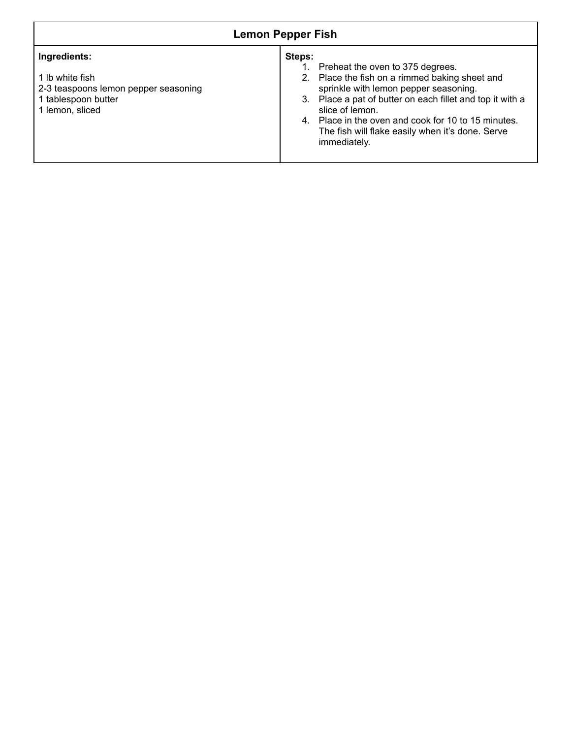| Lemon Pepper Fish | |
|---|---|
| **Ingredients:**<br><br>1 lb white fish<br>2-3 teaspoons lemon pepper seasoning<br>1 tablespoon butter<br>1 lemon, sliced | **Steps:**<br>1. Preheat the oven to 375 degrees.<br>2. Place the fish on a rimmed baking sheet and sprinkle with lemon pepper seasoning.<br>3. Place a pat of butter on each fillet and top it with a slice of lemon.<br>4. Place in the oven and cook for 10 to 15 minutes. The fish will flake easily when it's done. Serve immediately. |